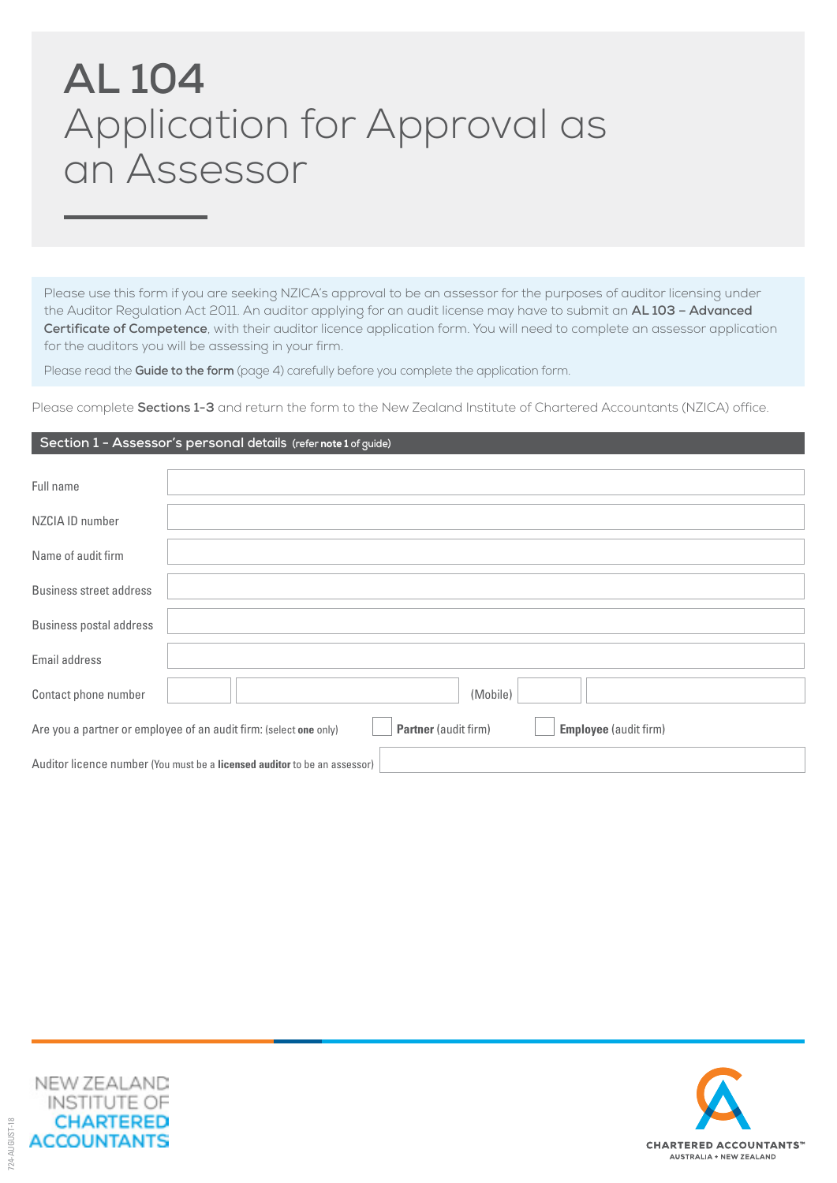# AL 104

# Application for Approval as an Assessor

Please use this form if you are seeking NZICA's approval to be an assessor for the purposes of auditor licensing under the Auditor Regulation Act 2011. An auditor applying for an audit license may have to submit an **AL 103 – Advanced Certificate of Competence**, with their auditor licence application form. You will need to complete an assessor application for the auditors you will be assessing in your firm.

Please read the **Guide to the form** (page 4) carefully before you complete the application form.

Please complete **Sections 1-3** and return the form to the New Zealand Institute of Chartered Accountants (NZICA) office.

## Section 1 - Assessor's personal details (refer **note 1** of guide)

Full name

NZCIA ID number

Name of audit firm

Business street address

Business postal address

Email address

Contact phone number (Mobile)

Are you a partner or employee of an audit firm: (select **one** only) ☐ **Partner** (audit firm) ☐ **Employee** (audit firm)

Auditor licence number (You must be a **licensed auditor** to be an assessor)

NEW ZEALAND INSTITUTE OF CHARTERED ACCOUNTANTS

CHARTERED ACCOUNTANTS™ AUSTRALIA + NEW ZEALAND

724 AUGUST-18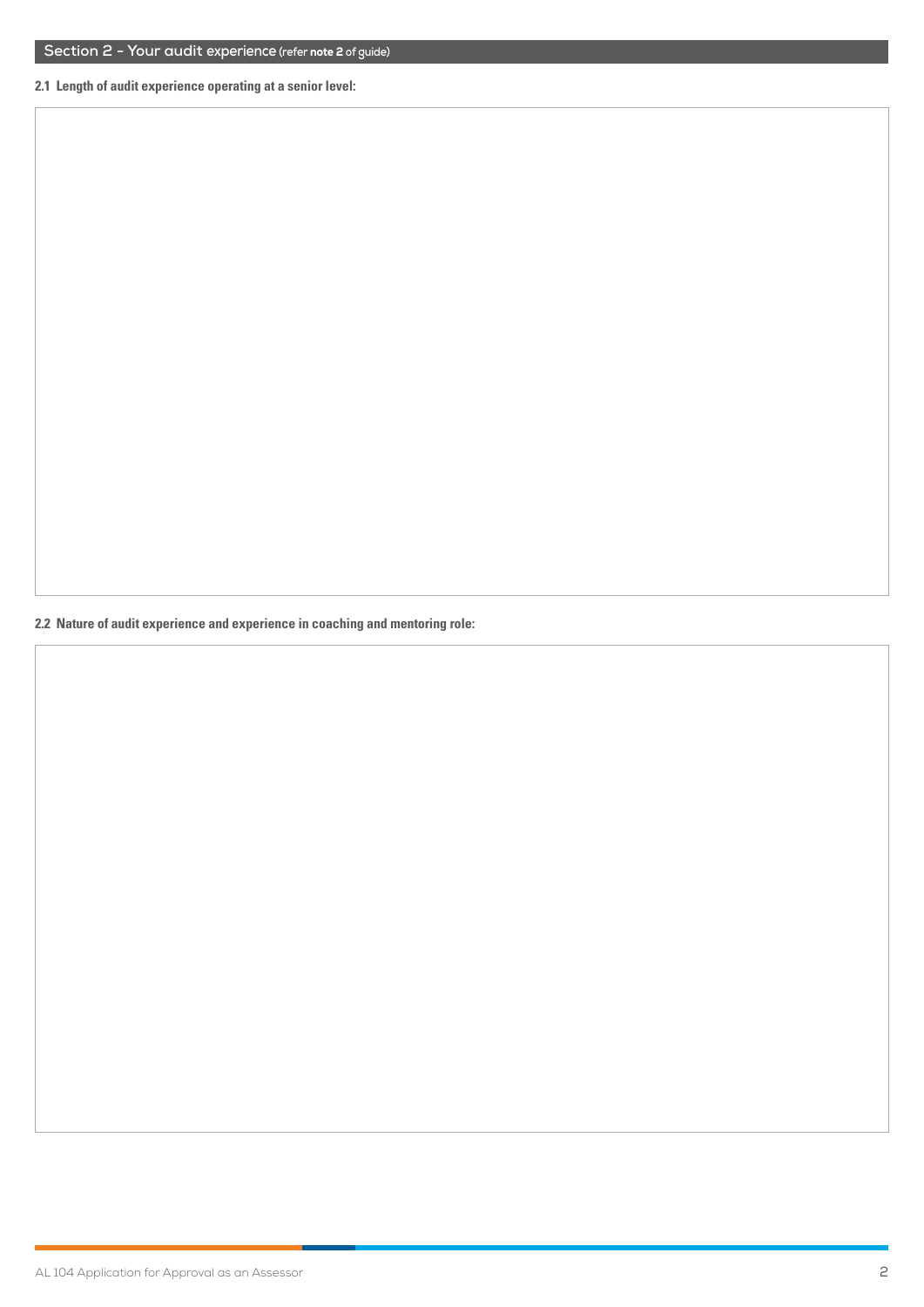## Section 2 - Your audit experience (refer **note 2** of guide)

**2.1 Length of audit experience operating at a senior level:**

**2.2 Nature of audit experience and experience in coaching and mentoring role:**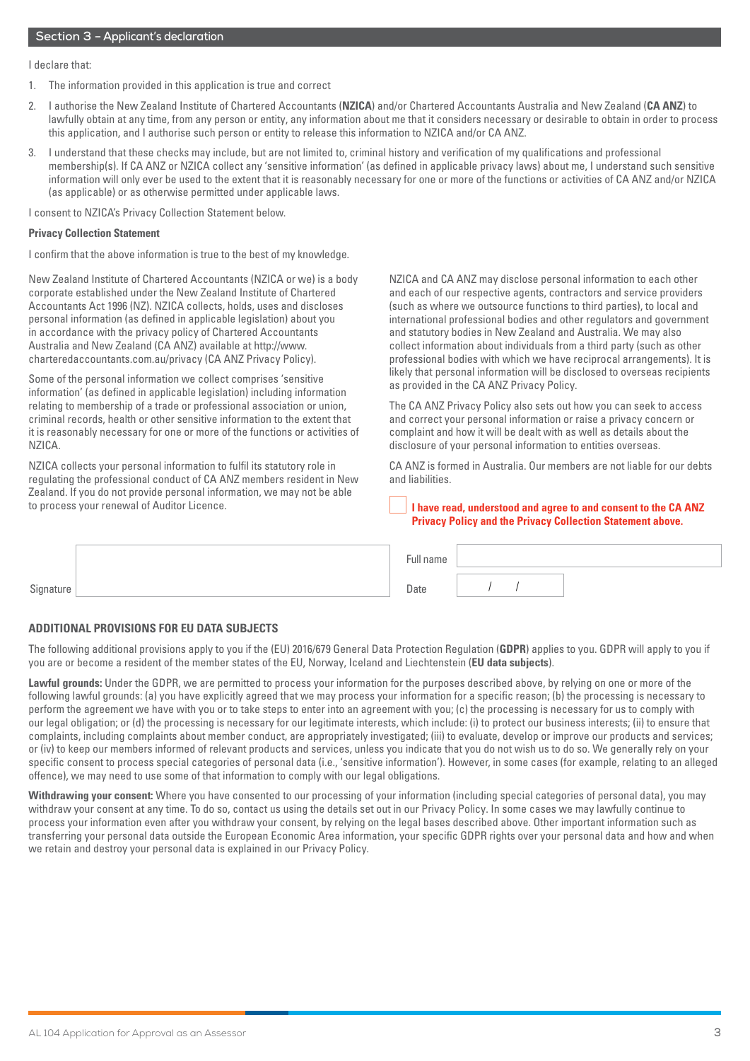## Section 3 – Applicant's declaration

I declare that:

1. The information provided in this application is true and correct
2. I authorise the New Zealand Institute of Chartered Accountants (**NZICA**) and/or Chartered Accountants Australia and New Zealand (**CA ANZ**) to lawfully obtain at any time, from any person or entity, any information about me that it considers necessary or desirable to obtain in order to process this application, and I authorise such person or entity to release this information to NZICA and/or CA ANZ.
3. I understand that these checks may include, but are not limited to, criminal history and verification of my qualifications and professional membership(s). If CA ANZ or NZICA collect any 'sensitive information' (as defined in applicable privacy laws) about me, I understand such sensitive information will only ever be used to the extent that it is reasonably necessary for one or more of the functions or activities of CA ANZ and/or NZICA (as applicable) or as otherwise permitted under applicable laws.

I consent to NZICA's Privacy Collection Statement below.

**Privacy Collection Statement**

I confirm that the above information is true to the best of my knowledge.

New Zealand Institute of Chartered Accountants (NZICA or we) is a body corporate established under the New Zealand Institute of Chartered Accountants Act 1996 (NZ). NZICA collects, holds, uses and discloses personal information (as defined in applicable legislation) about you in accordance with the privacy policy of Chartered Accountants Australia and New Zealand (CA ANZ) available at http://www.charteredaccountants.com.au/privacy (CA ANZ Privacy Policy).

Some of the personal information we collect comprises 'sensitive information' (as defined in applicable legislation) including information relating to membership of a trade or professional association or union, criminal records, health or other sensitive information to the extent that it is reasonably necessary for one or more of the functions or activities of NZICA.

NZICA collects your personal information to fulfil its statutory role in regulating the professional conduct of CA ANZ members resident in New Zealand. If you do not provide personal information, we may not be able to process your renewal of Auditor Licence.

NZICA and CA ANZ may disclose personal information to each other and each of our respective agents, contractors and service providers (such as where we outsource functions to third parties), to local and international professional bodies and other regulators and government and statutory bodies in New Zealand and Australia. We may also collect information about individuals from a third party (such as other professional bodies with which we have reciprocal arrangements). It is likely that personal information will be disclosed to overseas recipients as provided in the CA ANZ Privacy Policy.

The CA ANZ Privacy Policy also sets out how you can seek to access and correct your personal information or raise a privacy concern or complaint and how it will be dealt with as well as details about the disclosure of your personal information to entities overseas.

CA ANZ is formed in Australia. Our members are not liable for our debts and liabilities.

☐ **I have read, understood and agree to and consent to the CA ANZ Privacy Policy and the Privacy Collection Statement above.**

| Signature | | Full name | |
|---|---|---|---|
| | | Date | / / |

**ADDITIONAL PROVISIONS FOR EU DATA SUBJECTS**

The following additional provisions apply to you if the (EU) 2016/679 General Data Protection Regulation (**GDPR**) applies to you. GDPR will apply to you if you are or become a resident of the member states of the EU, Norway, Iceland and Liechtenstein (**EU data subjects**).

**Lawful grounds:** Under the GDPR, we are permitted to process your information for the purposes described above, by relying on one or more of the following lawful grounds: (a) you have explicitly agreed that we may process your information for a specific reason; (b) the processing is necessary to perform the agreement we have with you or to take steps to enter into an agreement with you; (c) the processing is necessary for us to comply with our legal obligation; or (d) the processing is necessary for our legitimate interests, which include: (i) to protect our business interests; (ii) to ensure that complaints, including complaints about member conduct, are appropriately investigated; (iii) to evaluate, develop or improve our products and services; or (iv) to keep our members informed of relevant products and services, unless you indicate that you do not wish us to do so. We generally rely on your specific consent to process special categories of personal data (i.e., 'sensitive information'). However, in some cases (for example, relating to an alleged offence), we may need to use some of that information to comply with our legal obligations.

**Withdrawing your consent:** Where you have consented to our processing of your information (including special categories of personal data), you may withdraw your consent at any time. To do so, contact us using the details set out in our Privacy Policy. In some cases we may lawfully continue to process your information even after you withdraw your consent, by relying on the legal bases described above. Other important information such as transferring your personal data outside the European Economic Area information, your specific GDPR rights over your personal data and how and when we retain and destroy your personal data is explained in our Privacy Policy.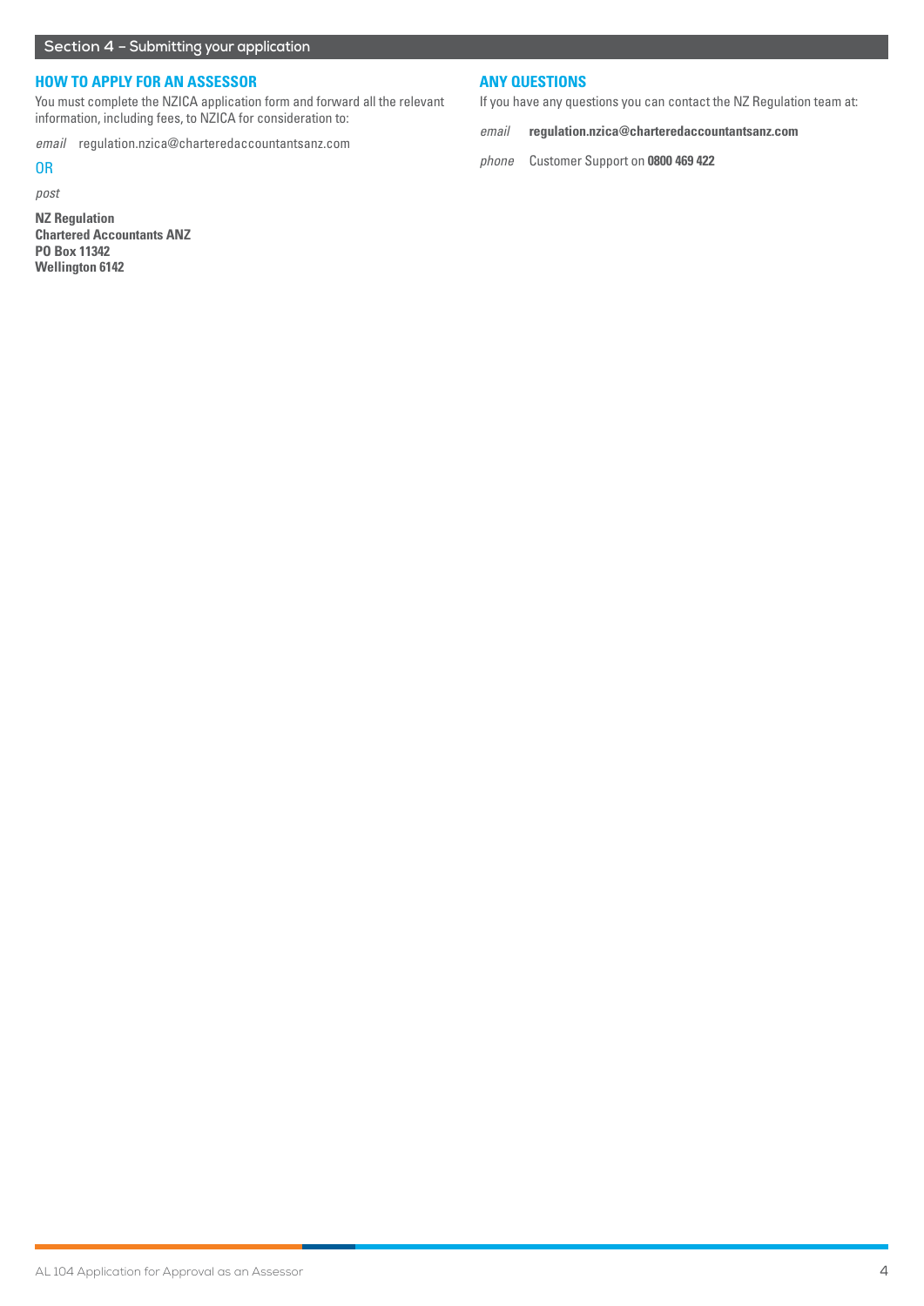## Section 4 – Submitting your application

### HOW TO APPLY FOR AN ASSESSOR

You must complete the NZICA application form and forward all the relevant information, including fees, to NZICA for consideration to:

*email* regulation.nzica@charteredaccountantsanz.com

OR

*post*

**NZ Regulation**
**Chartered Accountants ANZ**
**PO Box 11342**
**Wellington 6142**

### ANY QUESTIONS

If you have any questions you can contact the NZ Regulation team at:

*email* **regulation.nzica@charteredaccountantsanz.com**

*phone* Customer Support on **0800 469 422**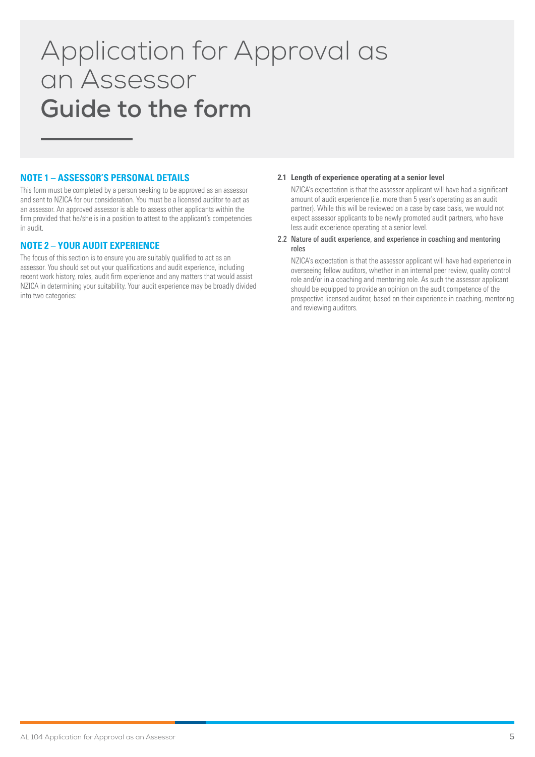# Application for Approval as an Assessor

# Guide to the form

## NOTE 1 – ASSESSOR'S PERSONAL DETAILS

This form must be completed by a person seeking to be approved as an assessor and sent to NZICA for our consideration. You must be a licensed auditor to act as an assessor. An approved assessor is able to assess other applicants within the firm provided that he/she is in a position to attest to the applicant's competencies in audit.

## NOTE 2 – YOUR AUDIT EXPERIENCE

The focus of this section is to ensure you are suitably qualified to act as an assessor. You should set out your qualifications and audit experience, including recent work history, roles, audit firm experience and any matters that would assist NZICA in determining your suitability. Your audit experience may be broadly divided into two categories:

**2.1 Length of experience operating at a senior level**

NZICA's expectation is that the assessor applicant will have had a significant amount of audit experience (i.e. more than 5 year's operating as an audit partner). While this will be reviewed on a case by case basis, we would not expect assessor applicants to be newly promoted audit partners, who have less audit experience operating at a senior level.

**2.2 Nature of audit experience, and experience in coaching and mentoring roles**

NZICA's expectation is that the assessor applicant will have had experience in overseeing fellow auditors, whether in an internal peer review, quality control role and/or in a coaching and mentoring role. As such the assessor applicant should be equipped to provide an opinion on the audit competence of the prospective licensed auditor, based on their experience in coaching, mentoring and reviewing auditors.